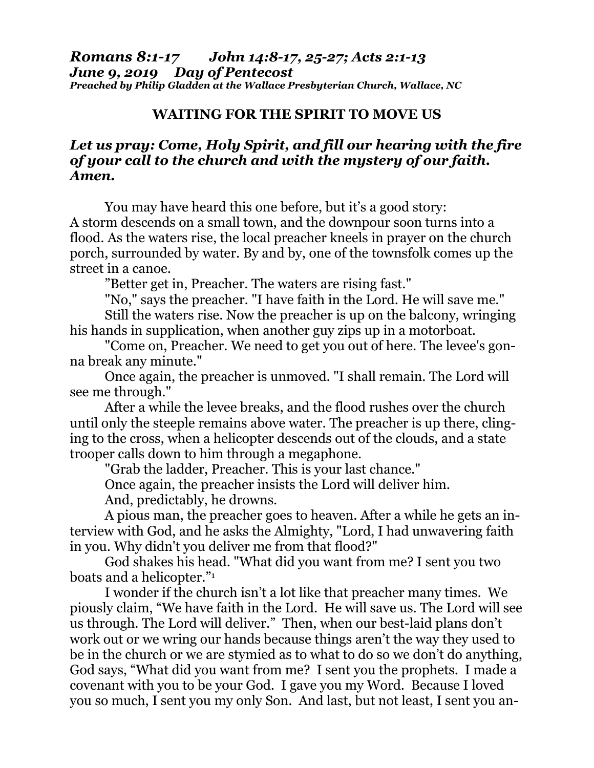***Romans 8:1-17 John 14:8-17, 25-27; Acts 2:1-13***
***June 9, 2019 Day of Pentecost***
***Preached by Philip Gladden at the Wallace Presbyterian Church, Wallace, NC***

## WAITING FOR THE SPIRIT TO MOVE US

***Let us pray: Come, Holy Spirit, and fill our hearing with the fire of your call to the church and with the mystery of our faith. Amen.***

You may have heard this one before, but it's a good story: A storm descends on a small town, and the downpour soon turns into a flood. As the waters rise, the local preacher kneels in prayer on the church porch, surrounded by water. By and by, one of the townsfolk comes up the street in a canoe.

"Better get in, Preacher. The waters are rising fast."

"No," says the preacher. "I have faith in the Lord. He will save me."

Still the waters rise. Now the preacher is up on the balcony, wringing his hands in supplication, when another guy zips up in a motorboat.

"Come on, Preacher. We need to get you out of here. The levee's gonna break any minute."

Once again, the preacher is unmoved. "I shall remain. The Lord will see me through."

After a while the levee breaks, and the flood rushes over the church until only the steeple remains above water. The preacher is up there, clinging to the cross, when a helicopter descends out of the clouds, and a state trooper calls down to him through a megaphone.

"Grab the ladder, Preacher. This is your last chance."

Once again, the preacher insists the Lord will deliver him.

And, predictably, he drowns.

A pious man, the preacher goes to heaven. After a while he gets an interview with God, and he asks the Almighty, "Lord, I had unwavering faith in you. Why didn't you deliver me from that flood?"

God shakes his head. "What did you want from me? I sent you two boats and a helicopter."[1]

I wonder if the church isn't a lot like that preacher many times. We piously claim, "We have faith in the Lord. He will save us. The Lord will see us through. The Lord will deliver." Then, when our best-laid plans don't work out or we wring our hands because things aren't the way they used to be in the church or we are stymied as to what to do so we don't do anything, God says, "What did you want from me? I sent you the prophets. I made a covenant with you to be your God. I gave you my Word. Because I loved you so much, I sent you my only Son. And last, but not least, I sent you an-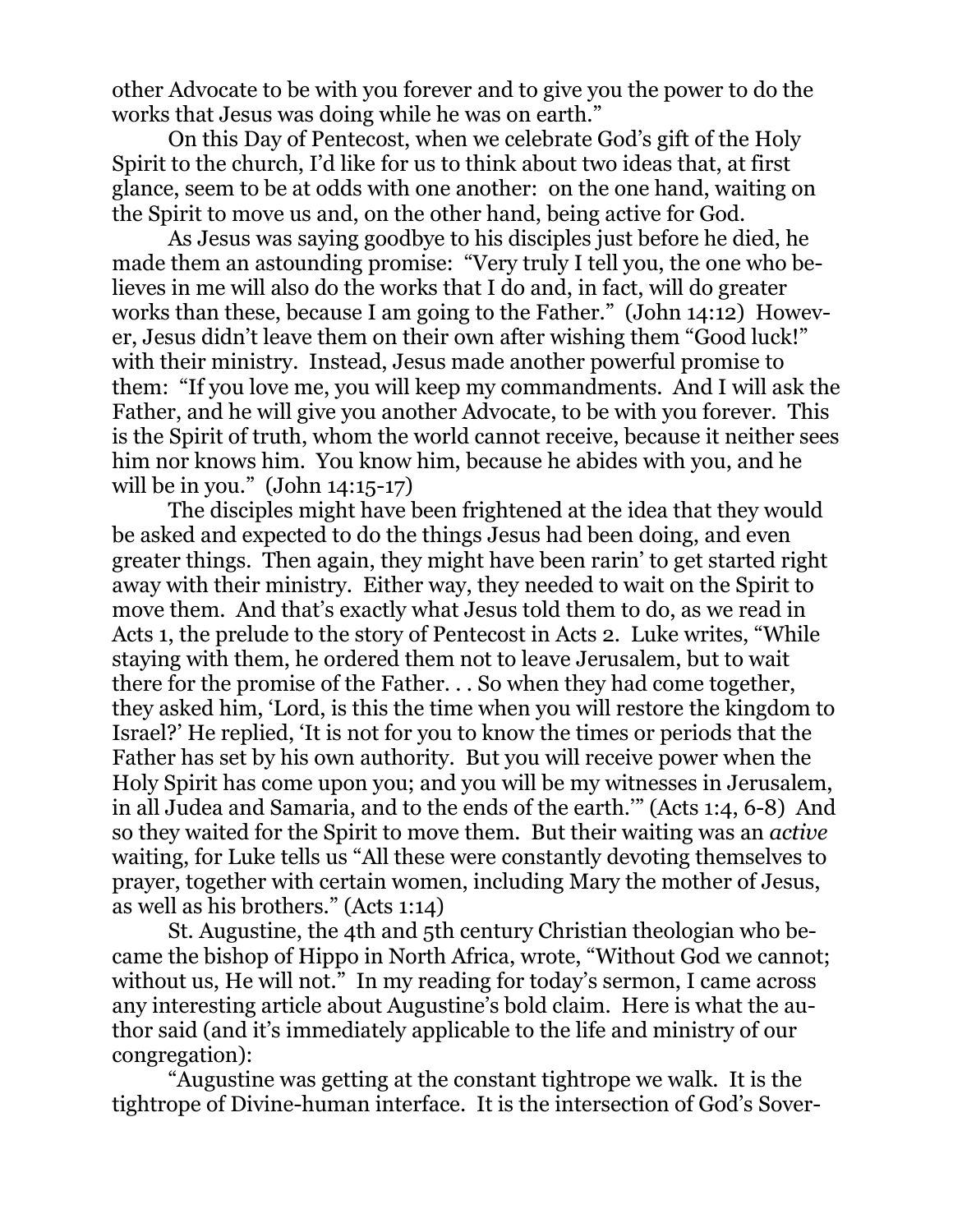other Advocate to be with you forever and to give you the power to do the works that Jesus was doing while he was on earth."

On this Day of Pentecost, when we celebrate God's gift of the Holy Spirit to the church, I'd like for us to think about two ideas that, at first glance, seem to be at odds with one another: on the one hand, waiting on the Spirit to move us and, on the other hand, being active for God.

As Jesus was saying goodbye to his disciples just before he died, he made them an astounding promise: "Very truly I tell you, the one who believes in me will also do the works that I do and, in fact, will do greater works than these, because I am going to the Father." (John 14:12) However, Jesus didn't leave them on their own after wishing them "Good luck!" with their ministry. Instead, Jesus made another powerful promise to them: "If you love me, you will keep my commandments. And I will ask the Father, and he will give you another Advocate, to be with you forever. This is the Spirit of truth, whom the world cannot receive, because it neither sees him nor knows him. You know him, because he abides with you, and he will be in you." (John 14:15-17)

The disciples might have been frightened at the idea that they would be asked and expected to do the things Jesus had been doing, and even greater things. Then again, they might have been rarin' to get started right away with their ministry. Either way, they needed to wait on the Spirit to move them. And that's exactly what Jesus told them to do, as we read in Acts 1, the prelude to the story of Pentecost in Acts 2. Luke writes, "While staying with them, he ordered them not to leave Jerusalem, but to wait there for the promise of the Father. . . So when they had come together, they asked him, 'Lord, is this the time when you will restore the kingdom to Israel?' He replied, 'It is not for you to know the times or periods that the Father has set by his own authority. But you will receive power when the Holy Spirit has come upon you; and you will be my witnesses in Jerusalem, in all Judea and Samaria, and to the ends of the earth.'" (Acts 1:4, 6-8) And so they waited for the Spirit to move them. But their waiting was an *active* waiting, for Luke tells us "All these were constantly devoting themselves to prayer, together with certain women, including Mary the mother of Jesus, as well as his brothers." (Acts 1:14)

St. Augustine, the 4th and 5th century Christian theologian who became the bishop of Hippo in North Africa, wrote, "Without God we cannot; without us, He will not." In my reading for today's sermon, I came across any interesting article about Augustine's bold claim. Here is what the author said (and it's immediately applicable to the life and ministry of our congregation):

"Augustine was getting at the constant tightrope we walk. It is the tightrope of Divine-human interface. It is the intersection of God's Sover-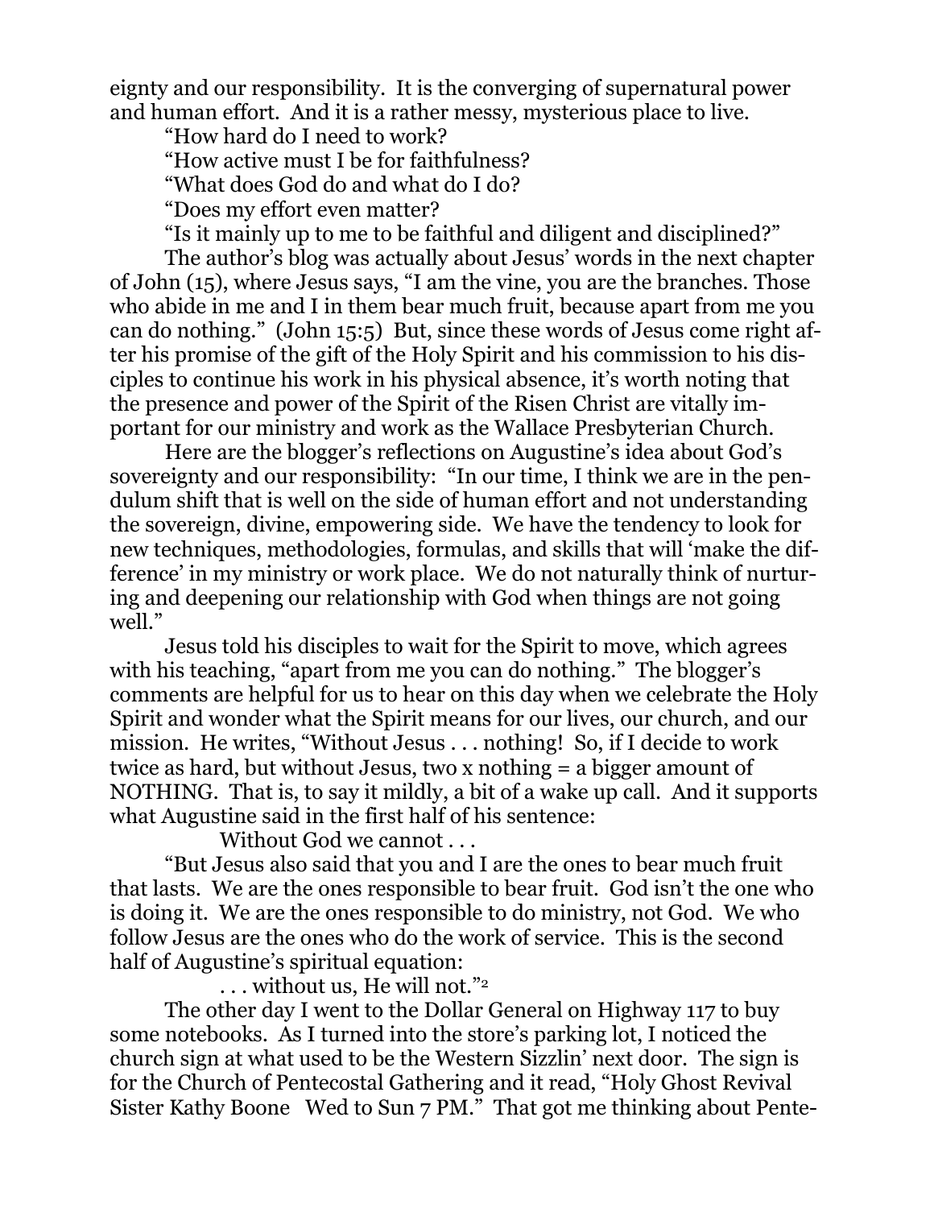eignty and our responsibility. It is the converging of supernatural power and human effort. And it is a rather messy, mysterious place to live.

"How hard do I need to work?

"How active must I be for faithfulness?

"What does God do and what do I do?

"Does my effort even matter?

"Is it mainly up to me to be faithful and diligent and disciplined?"

The author's blog was actually about Jesus' words in the next chapter of John (15), where Jesus says, "I am the vine, you are the branches. Those who abide in me and I in them bear much fruit, because apart from me you can do nothing." (John 15:5) But, since these words of Jesus come right after his promise of the gift of the Holy Spirit and his commission to his disciples to continue his work in his physical absence, it's worth noting that the presence and power of the Spirit of the Risen Christ are vitally important for our ministry and work as the Wallace Presbyterian Church.

Here are the blogger's reflections on Augustine's idea about God's sovereignty and our responsibility: "In our time, I think we are in the pendulum shift that is well on the side of human effort and not understanding the sovereign, divine, empowering side. We have the tendency to look for new techniques, methodologies, formulas, and skills that will 'make the difference' in my ministry or work place. We do not naturally think of nurturing and deepening our relationship with God when things are not going well."

Jesus told his disciples to wait for the Spirit to move, which agrees with his teaching, "apart from me you can do nothing." The blogger's comments are helpful for us to hear on this day when we celebrate the Holy Spirit and wonder what the Spirit means for our lives, our church, and our mission. He writes, "Without Jesus . . . nothing! So, if I decide to work twice as hard, but without Jesus, two x nothing = a bigger amount of NOTHING. That is, to say it mildly, a bit of a wake up call. And it supports what Augustine said in the first half of his sentence:

Without God we cannot . . .

"But Jesus also said that you and I are the ones to bear much fruit that lasts. We are the ones responsible to bear fruit. God isn't the one who is doing it. We are the ones responsible to do ministry, not God. We who follow Jesus are the ones who do the work of service. This is the second half of Augustine's spiritual equation:

. . . without us, He will not."[2]

The other day I went to the Dollar General on Highway 117 to buy some notebooks. As I turned into the store's parking lot, I noticed the church sign at what used to be the Western Sizzlin' next door. The sign is for the Church of Pentecostal Gathering and it read, "Holy Ghost Revival Sister Kathy Boone Wed to Sun 7 PM." That got me thinking about Pente-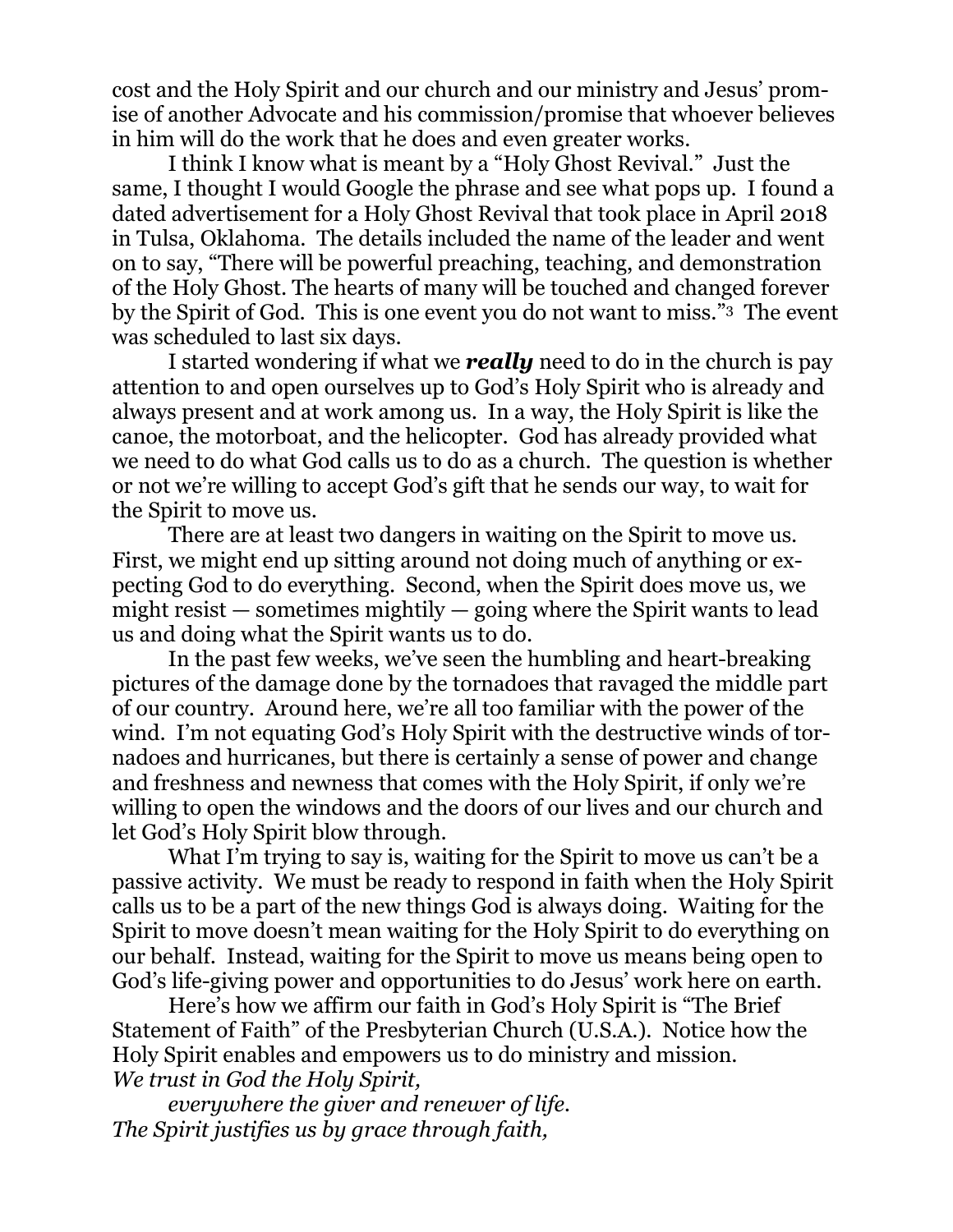cost and the Holy Spirit and our church and our ministry and Jesus' promise of another Advocate and his commission/promise that whoever believes in him will do the work that he does and even greater works.

I think I know what is meant by a "Holy Ghost Revival." Just the same, I thought I would Google the phrase and see what pops up. I found a dated advertisement for a Holy Ghost Revival that took place in April 2018 in Tulsa, Oklahoma. The details included the name of the leader and went on to say, "There will be powerful preaching, teaching, and demonstration of the Holy Ghost. The hearts of many will be touched and changed forever by the Spirit of God. This is one event you do not want to miss."[3] The event was scheduled to last six days.

I started wondering if what we ***really*** need to do in the church is pay attention to and open ourselves up to God's Holy Spirit who is already and always present and at work among us. In a way, the Holy Spirit is like the canoe, the motorboat, and the helicopter. God has already provided what we need to do what God calls us to do as a church. The question is whether or not we're willing to accept God's gift that he sends our way, to wait for the Spirit to move us.

There are at least two dangers in waiting on the Spirit to move us. First, we might end up sitting around not doing much of anything or expecting God to do everything. Second, when the Spirit does move us, we might resist — sometimes mightily — going where the Spirit wants to lead us and doing what the Spirit wants us to do.

In the past few weeks, we've seen the humbling and heart-breaking pictures of the damage done by the tornadoes that ravaged the middle part of our country. Around here, we're all too familiar with the power of the wind. I'm not equating God's Holy Spirit with the destructive winds of tornadoes and hurricanes, but there is certainly a sense of power and change and freshness and newness that comes with the Holy Spirit, if only we're willing to open the windows and the doors of our lives and our church and let God's Holy Spirit blow through.

What I'm trying to say is, waiting for the Spirit to move us can't be a passive activity. We must be ready to respond in faith when the Holy Spirit calls us to be a part of the new things God is always doing. Waiting for the Spirit to move doesn't mean waiting for the Holy Spirit to do everything on our behalf. Instead, waiting for the Spirit to move us means being open to God's life-giving power and opportunities to do Jesus' work here on earth.

Here's how we affirm our faith in God's Holy Spirit is "The Brief Statement of Faith" of the Presbyterian Church (U.S.A.). Notice how the Holy Spirit enables and empowers us to do ministry and mission.

*We trust in God the Holy Spirit,*

*everywhere the giver and renewer of life.*

*The Spirit justifies us by grace through faith,*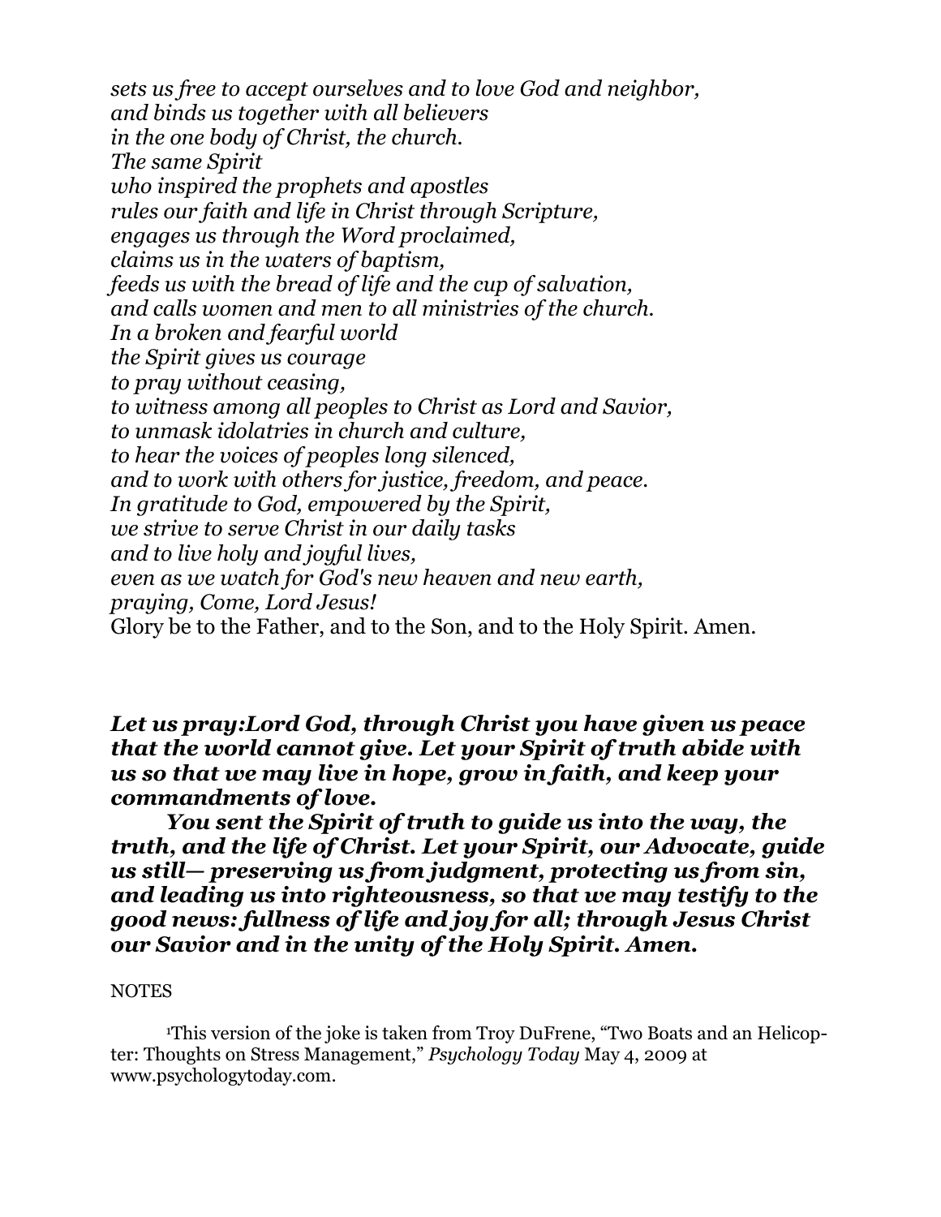*sets us free to accept ourselves and to love God and neighbor,*
*and binds us together with all believers*
*in the one body of Christ, the church.*
*The same Spirit*
*who inspired the prophets and apostles*
*rules our faith and life in Christ through Scripture,*
*engages us through the Word proclaimed,*
*claims us in the waters of baptism,*
*feeds us with the bread of life and the cup of salvation,*
*and calls women and men to all ministries of the church.*
*In a broken and fearful world*
*the Spirit gives us courage*
*to pray without ceasing,*
*to witness among all peoples to Christ as Lord and Savior,*
*to unmask idolatries in church and culture,*
*to hear the voices of peoples long silenced,*
*and to work with others for justice, freedom, and peace.*
*In gratitude to God, empowered by the Spirit,*
*we strive to serve Christ in our daily tasks*
*and to live holy and joyful lives,*
*even as we watch for God's new heaven and new earth,*
*praying, Come, Lord Jesus!*
Glory be to the Father, and to the Son, and to the Holy Spirit. Amen.

***Let us pray:Lord God, through Christ you have given us peace that the world cannot give. Let your Spirit of truth abide with us so that we may live in hope, grow in faith, and keep your commandments of love.***

***You sent the Spirit of truth to guide us into the way, the truth, and the life of Christ. Let your Spirit, our Advocate, guide us still— preserving us from judgment, protecting us from sin, and leading us into righteousness, so that we may testify to the good news: fullness of life and joy for all; through Jesus Christ our Savior and in the unity of the Holy Spirit. Amen.***

NOTES

[1]This version of the joke is taken from Troy DuFrene, "Two Boats and an Helicopter: Thoughts on Stress Management," *Psychology Today* May 4, 2009 at www.psychologytoday.com.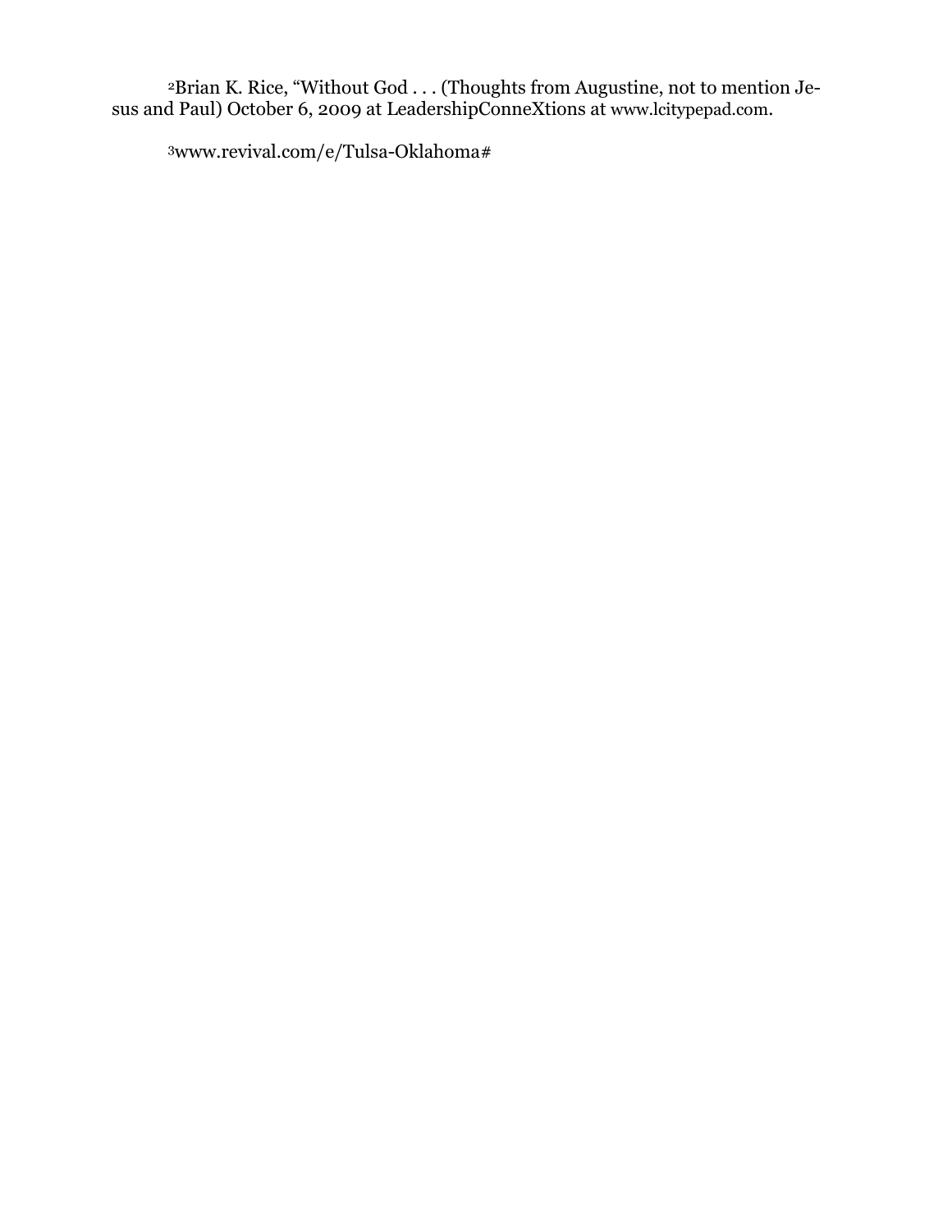[2]Brian K. Rice, “Without God . . . (Thoughts from Augustine, not to mention Jesus and Paul) October 6, 2009 at LeadershipConneXtions at www.lcitypepad.com.

[3]www.revival.com/e/Tulsa-Oklahoma#